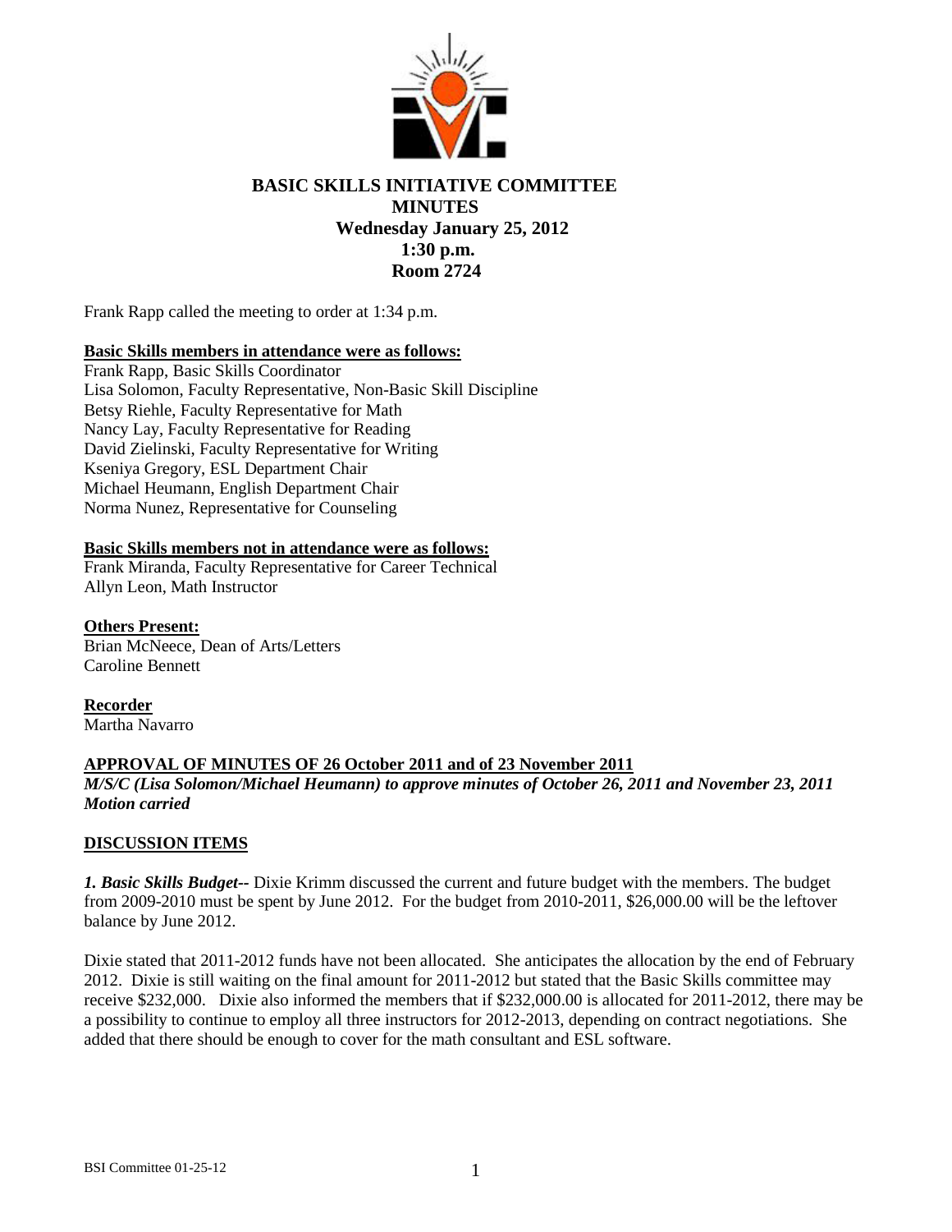# BASIC SKILLS INITIATIVE COMMITTEE
## MINUTES
### Wednesday January 25, 2012
### 1:30 p.m.
### Room 2724

Frank Rapp called the meeting to order at 1:34 p.m.

**Basic Skills members in attendance were as follows:**

Frank Rapp, Basic Skills Coordinator
Lisa Solomon, Faculty Representative, Non-Basic Skill Discipline
Betsy Riehle, Faculty Representative for Math
Nancy Lay, Faculty Representative for Reading
David Zielinski, Faculty Representative for Writing
Kseniya Gregory, ESL Department Chair
Michael Heumann, English Department Chair
Norma Nunez, Representative for Counseling

**Basic Skills members not in attendance were as follows:**

Frank Miranda, Faculty Representative for Career Technical
Allyn Leon, Math Instructor

**Others Present:**

Brian McNeece, Dean of Arts/Letters
Caroline Bennett

**Recorder**

Martha Navarro

**APPROVAL OF MINUTES OF 26 October 2011 and of 23 November 2011**

***M/S/C (Lisa Solomon/Michael Heumann) to approve minutes of October 26, 2011 and November 23, 2011 Motion carried***

**DISCUSSION ITEMS**

***1. Basic Skills Budget--*** Dixie Krimm discussed the current and future budget with the members. The budget from 2009-2010 must be spent by June 2012. For the budget from 2010-2011, $26,000.00 will be the leftover balance by June 2012.

Dixie stated that 2011-2012 funds have not been allocated. She anticipates the allocation by the end of February 2012. Dixie is still waiting on the final amount for 2011-2012 but stated that the Basic Skills committee may receive $232,000. Dixie also informed the members that if $232,000.00 is allocated for 2011-2012, there may be a possibility to continue to employ all three instructors for 2012-2013, depending on contract negotiations. She added that there should be enough to cover for the math consultant and ESL software.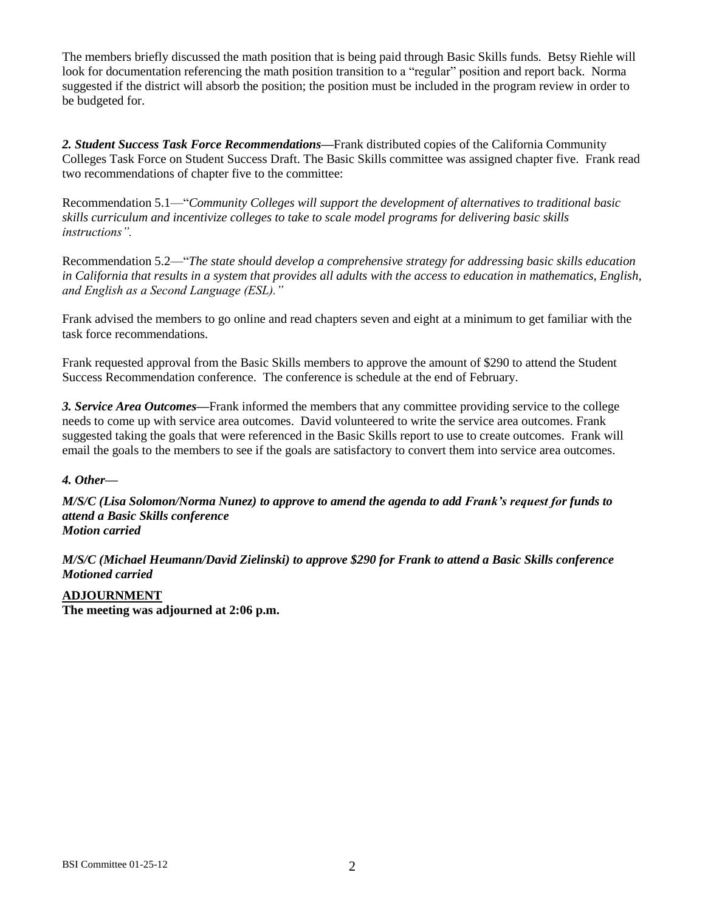The members briefly discussed the math position that is being paid through Basic Skills funds. Betsy Riehle will look for documentation referencing the math position transition to a "regular" position and report back. Norma suggested if the district will absorb the position; the position must be included in the program review in order to be budgeted for.

***2. Student Success Task Force Recommendations***—Frank distributed copies of the California Community Colleges Task Force on Student Success Draft. The Basic Skills committee was assigned chapter five. Frank read two recommendations of chapter five to the committee:

Recommendation 5.1—"*Community Colleges will support the development of alternatives to traditional basic skills curriculum and incentivize colleges to take to scale model programs for delivering basic skills instructions".*

Recommendation 5.2—"*The state should develop a comprehensive strategy for addressing basic skills education in California that results in a system that provides all adults with the access to education in mathematics, English, and English as a Second Language (ESL)."*

Frank advised the members to go online and read chapters seven and eight at a minimum to get familiar with the task force recommendations.

Frank requested approval from the Basic Skills members to approve the amount of $290 to attend the Student Success Recommendation conference. The conference is schedule at the end of February.

***3. Service Area Outcomes***—Frank informed the members that any committee providing service to the college needs to come up with service area outcomes. David volunteered to write the service area outcomes. Frank suggested taking the goals that were referenced in the Basic Skills report to use to create outcomes. Frank will email the goals to the members to see if the goals are satisfactory to convert them into service area outcomes.

***4. Other—***

***M/S/C (Lisa Solomon/Norma Nunez) to approve to amend the agenda to add Frank's request for funds to attend a Basic Skills conference***
***Motion carried***

***M/S/C (Michael Heumann/David Zielinski) to approve $290 for Frank to attend a Basic Skills conference***
***Motioned carried***

**ADJOURNMENT**

**The meeting was adjourned at 2:06 p.m.**